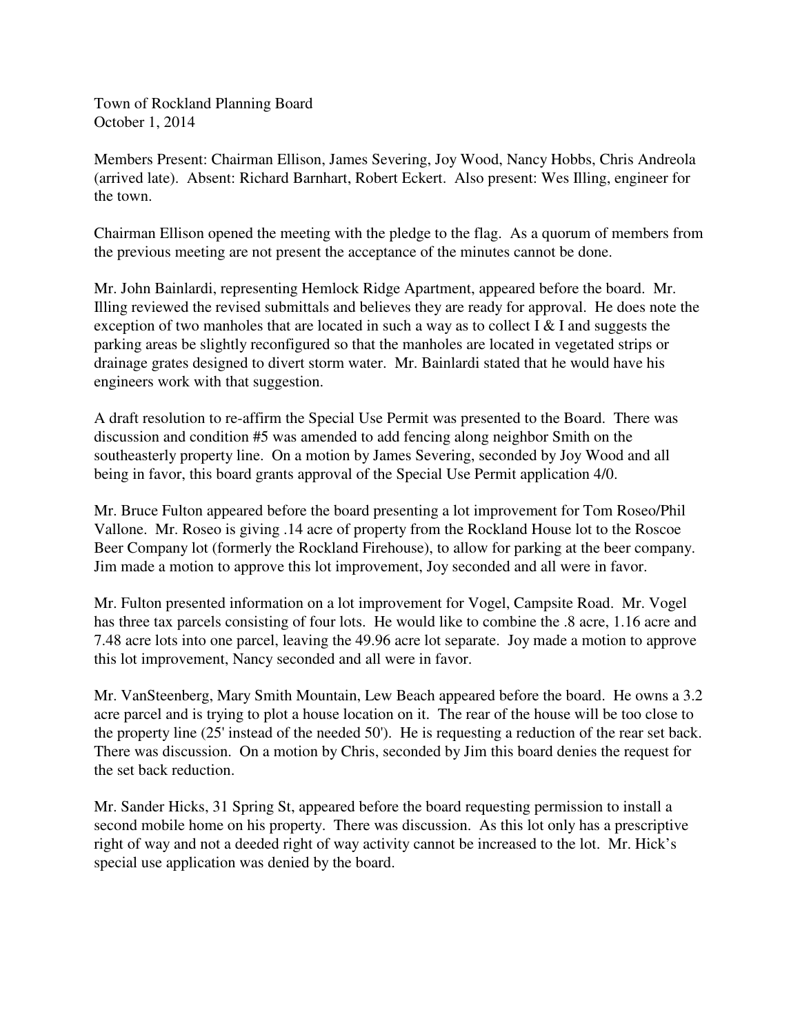Town of Rockland Planning Board
October 1, 2014

Members Present: Chairman Ellison, James Severing, Joy Wood, Nancy Hobbs, Chris Andreola (arrived late). Absent: Richard Barnhart, Robert Eckert. Also present: Wes Illing, engineer for the town.

Chairman Ellison opened the meeting with the pledge to the flag. As a quorum of members from the previous meeting are not present the acceptance of the minutes cannot be done.

Mr. John Bainlardi, representing Hemlock Ridge Apartment, appeared before the board. Mr. Illing reviewed the revised submittals and believes they are ready for approval. He does note the exception of two manholes that are located in such a way as to collect I & I and suggests the parking areas be slightly reconfigured so that the manholes are located in vegetated strips or drainage grates designed to divert storm water. Mr. Bainlardi stated that he would have his engineers work with that suggestion.

A draft resolution to re-affirm the Special Use Permit was presented to the Board. There was discussion and condition #5 was amended to add fencing along neighbor Smith on the southeasterly property line. On a motion by James Severing, seconded by Joy Wood and all being in favor, this board grants approval of the Special Use Permit application 4/0.

Mr. Bruce Fulton appeared before the board presenting a lot improvement for Tom Roseo/Phil Vallone. Mr. Roseo is giving .14 acre of property from the Rockland House lot to the Roscoe Beer Company lot (formerly the Rockland Firehouse), to allow for parking at the beer company. Jim made a motion to approve this lot improvement, Joy seconded and all were in favor.

Mr. Fulton presented information on a lot improvement for Vogel, Campsite Road. Mr. Vogel has three tax parcels consisting of four lots. He would like to combine the .8 acre, 1.16 acre and 7.48 acre lots into one parcel, leaving the 49.96 acre lot separate. Joy made a motion to approve this lot improvement, Nancy seconded and all were in favor.

Mr. VanSteenberg, Mary Smith Mountain, Lew Beach appeared before the board. He owns a 3.2 acre parcel and is trying to plot a house location on it. The rear of the house will be too close to the property line (25' instead of the needed 50'). He is requesting a reduction of the rear set back. There was discussion. On a motion by Chris, seconded by Jim this board denies the request for the set back reduction.

Mr. Sander Hicks, 31 Spring St, appeared before the board requesting permission to install a second mobile home on his property. There was discussion. As this lot only has a prescriptive right of way and not a deeded right of way activity cannot be increased to the lot. Mr. Hick's special use application was denied by the board.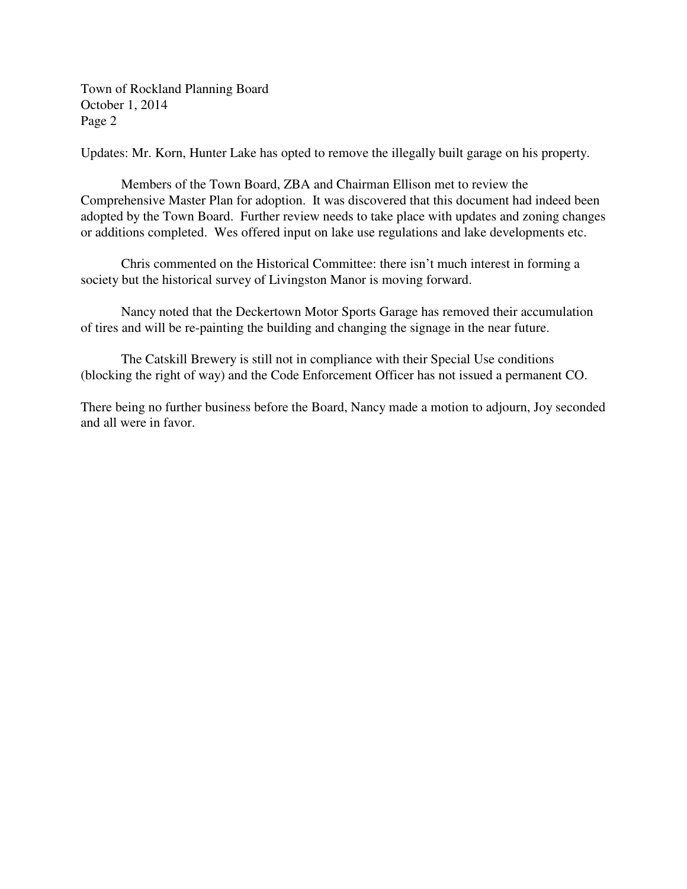Updates: Mr. Korn, Hunter Lake has opted to remove the illegally built garage on his property.

Members of the Town Board, ZBA and Chairman Ellison met to review the Comprehensive Master Plan for adoption. It was discovered that this document had indeed been adopted by the Town Board. Further review needs to take place with updates and zoning changes or additions completed. Wes offered input on lake use regulations and lake developments etc.

Chris commented on the Historical Committee: there isn't much interest in forming a society but the historical survey of Livingston Manor is moving forward.

Nancy noted that the Deckertown Motor Sports Garage has removed their accumulation of tires and will be re-painting the building and changing the signage in the near future.

The Catskill Brewery is still not in compliance with their Special Use conditions (blocking the right of way) and the Code Enforcement Officer has not issued a permanent CO.

There being no further business before the Board, Nancy made a motion to adjourn, Joy seconded and all were in favor.